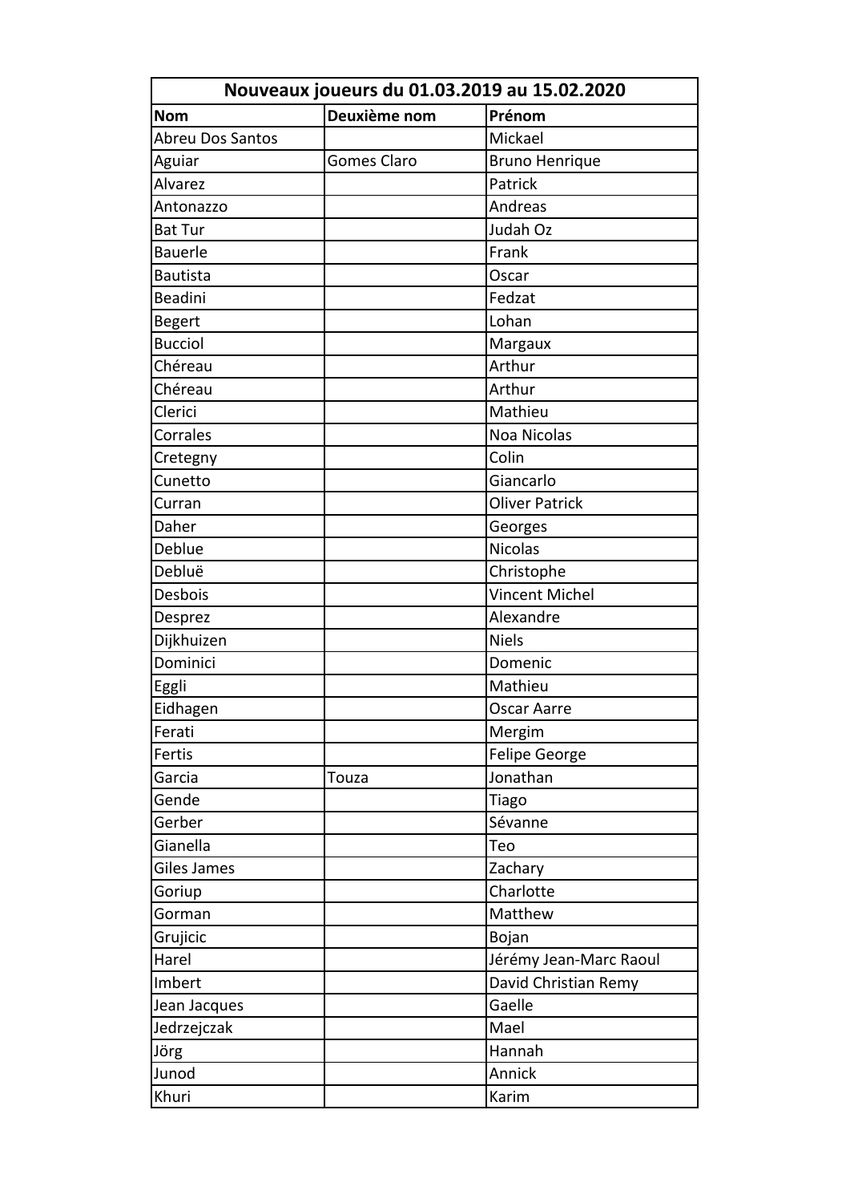| Nouveaux joueurs du 01.03.2019 au 15.02.2020 | | |
|---|---|---|
| **Nom** | **Deuxième nom** | **Prénom** |
| Abreu Dos Santos | | Mickael |
| Aguiar | Gomes Claro | Bruno Henrique |
| Alvarez | | Patrick |
| Antonazzo | | Andreas |
| Bat Tur | | Judah Oz |
| Bauerle | | Frank |
| Bautista | | Oscar |
| Beadini | | Fedzat |
| Begert | | Lohan |
| Bucciol | | Margaux |
| Chéreau | | Arthur |
| Chéreau | | Arthur |
| Clerici | | Mathieu |
| Corrales | | Noa Nicolas |
| Cretegny | | Colin |
| Cunetto | | Giancarlo |
| Curran | | Oliver Patrick |
| Daher | | Georges |
| Deblue | | Nicolas |
| Debluë | | Christophe |
| Desbois | | Vincent Michel |
| Desprez | | Alexandre |
| Dijkhuizen | | Niels |
| Dominici | | Domenic |
| Eggli | | Mathieu |
| Eidhagen | | Oscar Aarre |
| Ferati | | Mergim |
| Fertis | | Felipe George |
| Garcia | Touza | Jonathan |
| Gende | | Tiago |
| Gerber | | Sévanne |
| Gianella | | Teo |
| Giles James | | Zachary |
| Goriup | | Charlotte |
| Gorman | | Matthew |
| Grujicic | | Bojan |
| Harel | | Jérémy Jean-Marc Raoul |
| Imbert | | David Christian Remy |
| Jean Jacques | | Gaelle |
| Jedrzejczak | | Mael |
| Jörg | | Hannah |
| Junod | | Annick |
| Khuri | | Karim |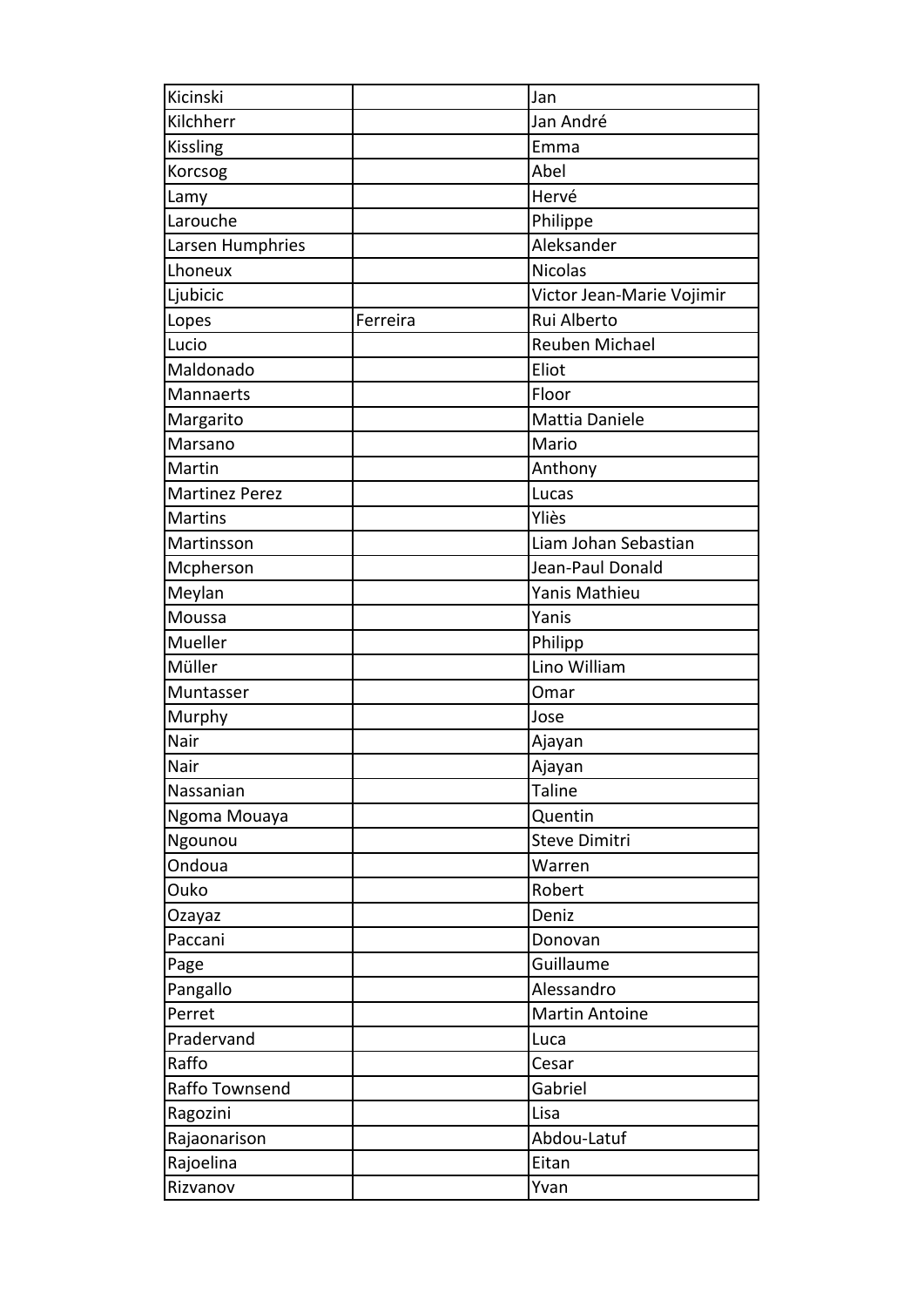| Kicinski | | Jan |
|---|---|---|
| Kilchherr | | Jan André |
| Kissling | | Emma |
| Korcsog | | Abel |
| Lamy | | Hervé |
| Larouche | | Philippe |
| Larsen Humphries | | Aleksander |
| Lhoneux | | Nicolas |
| Ljubicic | | Victor Jean-Marie Vojimir |
| Lopes | Ferreira | Rui Alberto |
| Lucio | | Reuben Michael |
| Maldonado | | Eliot |
| Mannaerts | | Floor |
| Margarito | | Mattia Daniele |
| Marsano | | Mario |
| Martin | | Anthony |
| Martinez Perez | | Lucas |
| Martins | | Yliès |
| Martinsson | | Liam Johan Sebastian |
| Mcpherson | | Jean-Paul Donald |
| Meylan | | Yanis Mathieu |
| Moussa | | Yanis |
| Mueller | | Philipp |
| Müller | | Lino William |
| Muntasser | | Omar |
| Murphy | | Jose |
| Nair | | Ajayan |
| Nair | | Ajayan |
| Nassanian | | Taline |
| Ngoma Mouaya | | Quentin |
| Ngounou | | Steve Dimitri |
| Ondoua | | Warren |
| Ouko | | Robert |
| Ozayaz | | Deniz |
| Paccani | | Donovan |
| Page | | Guillaume |
| Pangallo | | Alessandro |
| Perret | | Martin Antoine |
| Pradervand | | Luca |
| Raffo | | Cesar |
| Raffo Townsend | | Gabriel |
| Ragozini | | Lisa |
| Rajaonarison | | Abdou-Latuf |
| Rajoelina | | Eitan |
| Rizvanov | | Yvan |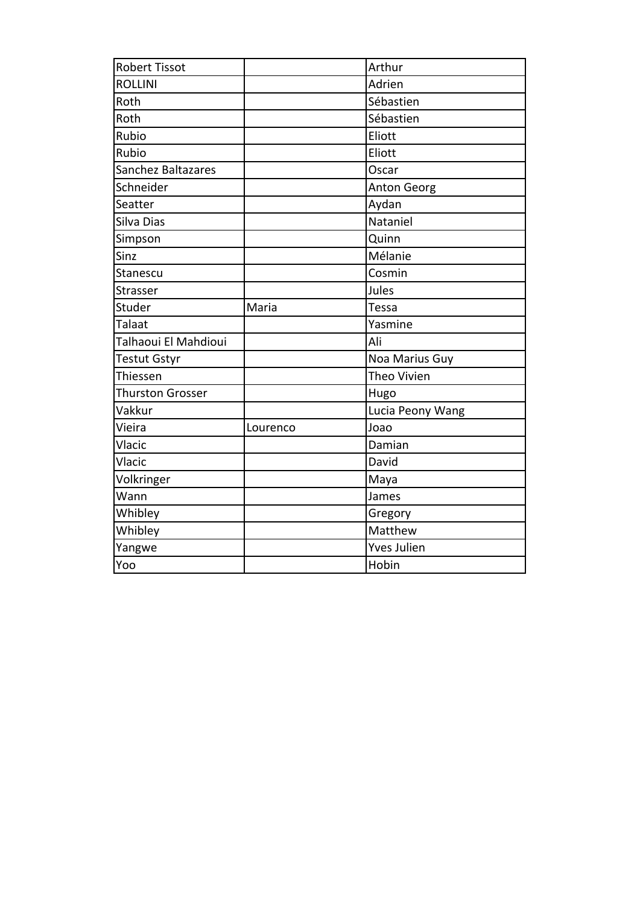| | | |
|---|---|---|
| Robert Tissot | | Arthur |
| ROLLINI | | Adrien |
| Roth | | Sébastien |
| Roth | | Sébastien |
| Rubio | | Eliott |
| Rubio | | Eliott |
| Sanchez Baltazares | | Oscar |
| Schneider | | Anton Georg |
| Seatter | | Aydan |
| Silva Dias | | Nataniel |
| Simpson | | Quinn |
| Sinz | | Mélanie |
| Stanescu | | Cosmin |
| Strasser | | Jules |
| Studer | Maria | Tessa |
| Talaat | | Yasmine |
| Talhaoui El Mahdioui | | Ali |
| Testut Gstyr | | Noa Marius Guy |
| Thiessen | | Theo Vivien |
| Thurston Grosser | | Hugo |
| Vakkur | | Lucia Peony Wang |
| Vieira | Lourenco | Joao |
| Vlacic | | Damian |
| Vlacic | | David |
| Volkringer | | Maya |
| Wann | | James |
| Whibley | | Gregory |
| Whibley | | Matthew |
| Yangwe | | Yves Julien |
| Yoo | | Hobin |